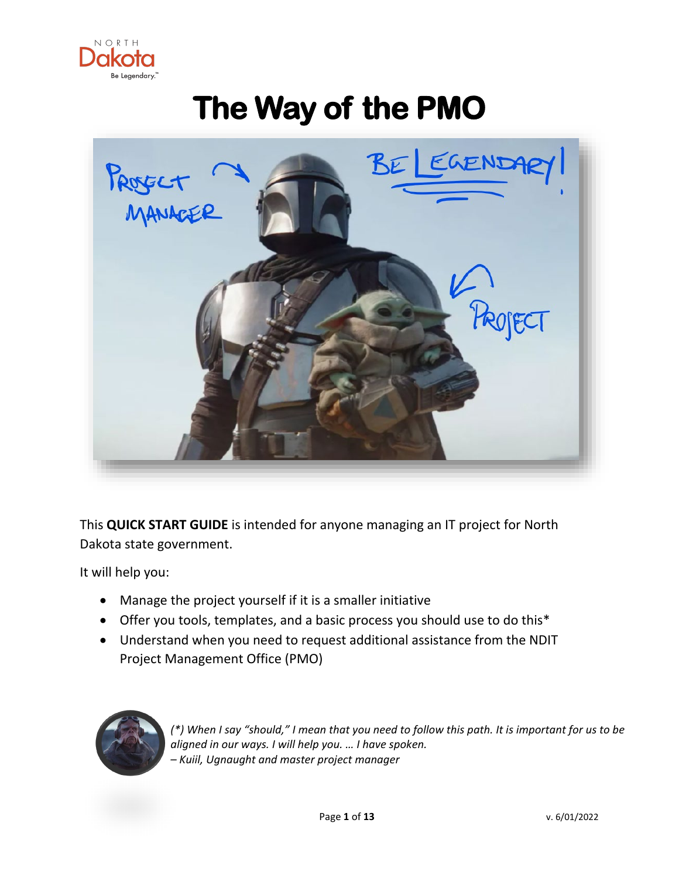# The Way of the PMO

This **QUICK START GUIDE** is intended for anyone managing an IT project for North Dakota state government.

It will help you:

- Manage the project yourself if it is a smaller initiative
- Offer you tools, templates, and a basic process you should use to do this*
- Understand when you need to request additional assistance from the NDIT Project Management Office (PMO)

*(*) When I say "should," I mean that you need to follow this path. It is important for us to be aligned in our ways. I will help you. … I have spoken.*
*– Kuiil, Ugnaught and master project manager*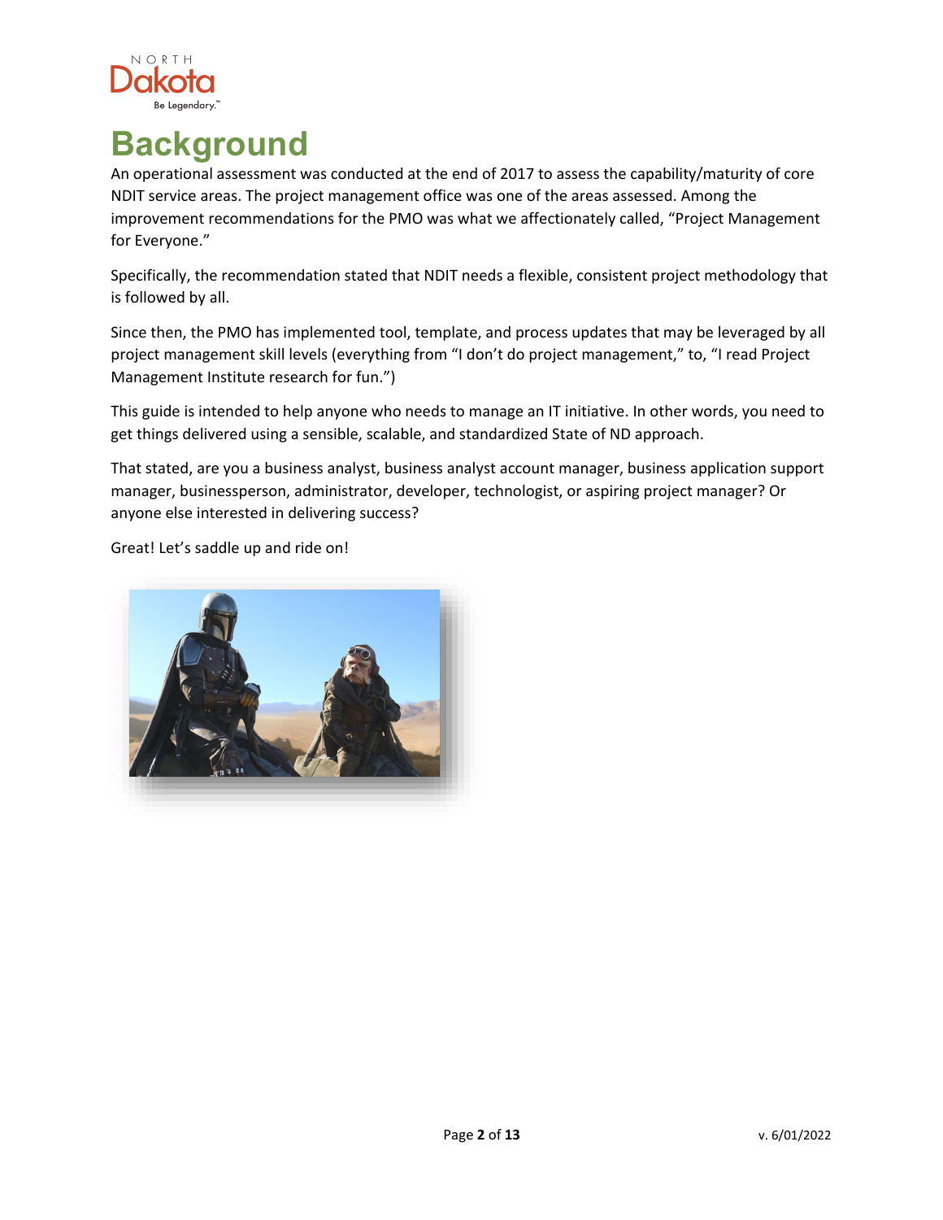# Background

An operational assessment was conducted at the end of 2017 to assess the capability/maturity of core NDIT service areas. The project management office was one of the areas assessed. Among the improvement recommendations for the PMO was what we affectionately called, "Project Management for Everyone."

Specifically, the recommendation stated that NDIT needs a flexible, consistent project methodology that is followed by all.

Since then, the PMO has implemented tool, template, and process updates that may be leveraged by all project management skill levels (everything from "I don't do project management," to, "I read Project Management Institute research for fun.")

This guide is intended to help anyone who needs to manage an IT initiative. In other words, you need to get things delivered using a sensible, scalable, and standardized State of ND approach.

That stated, are you a business analyst, business analyst account manager, business application support manager, businessperson, administrator, developer, technologist, or aspiring project manager? Or anyone else interested in delivering success?

Great! Let's saddle up and ride on!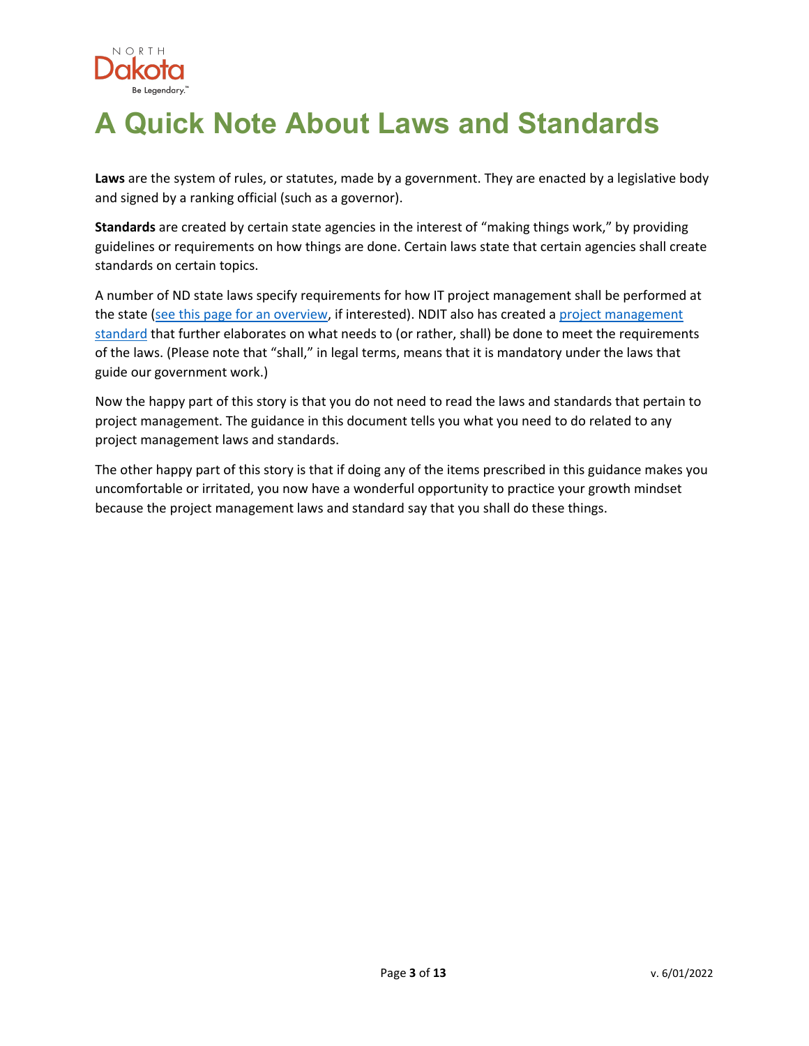# A Quick Note About Laws and Standards

**Laws** are the system of rules, or statutes, made by a government. They are enacted by a legislative body and signed by a ranking official (such as a governor).

**Standards** are created by certain state agencies in the interest of "making things work," by providing guidelines or requirements on how things are done. Certain laws state that certain agencies shall create standards on certain topics.

A number of ND state laws specify requirements for how IT project management shall be performed at the state (see this page for an overview, if interested). NDIT also has created a project management standard that further elaborates on what needs to (or rather, shall) be done to meet the requirements of the laws. (Please note that "shall," in legal terms, means that it is mandatory under the laws that guide our government work.)

Now the happy part of this story is that you do not need to read the laws and standards that pertain to project management. The guidance in this document tells you what you need to do related to any project management laws and standards.

The other happy part of this story is that if doing any of the items prescribed in this guidance makes you uncomfortable or irritated, you now have a wonderful opportunity to practice your growth mindset because the project management laws and standard say that you shall do these things.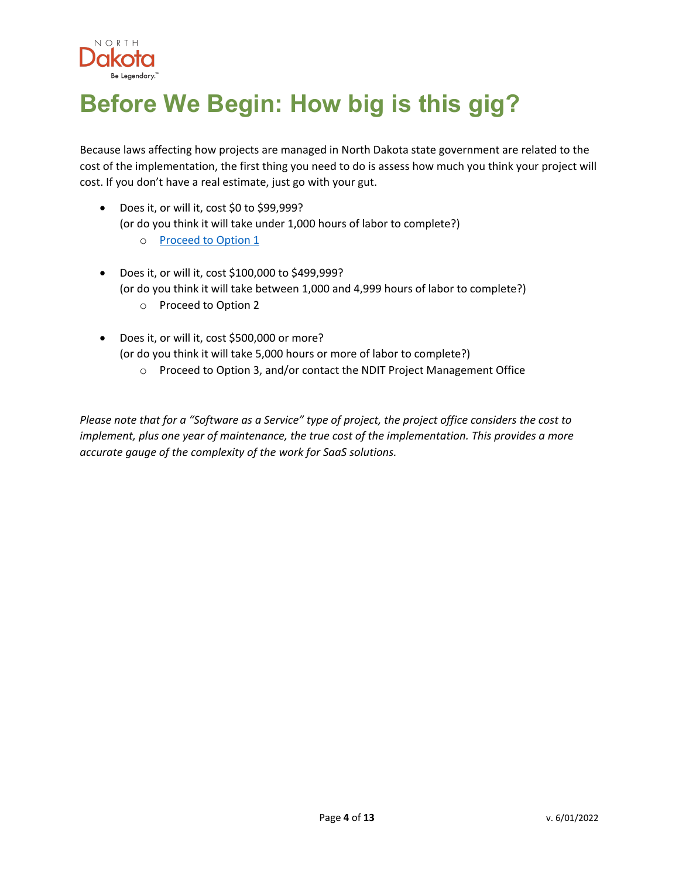# Before We Begin: How big is this gig?

Because laws affecting how projects are managed in North Dakota state government are related to the cost of the implementation, the first thing you need to do is assess how much you think your project will cost. If you don't have a real estimate, just go with your gut.

- Does it, or will it, cost $0 to $99,999?
  (or do you think it will take under 1,000 hours of labor to complete?)
    - Proceed to Option 1

- Does it, or will it, cost $100,000 to $499,999?
  (or do you think it will take between 1,000 and 4,999 hours of labor to complete?)
    - Proceed to Option 2

- Does it, or will it, cost $500,000 or more?
  (or do you think it will take 5,000 hours or more of labor to complete?)
    - Proceed to Option 3, and/or contact the NDIT Project Management Office

*Please note that for a "Software as a Service" type of project, the project office considers the cost to implement, plus one year of maintenance, the true cost of the implementation. This provides a more accurate gauge of the complexity of the work for SaaS solutions.*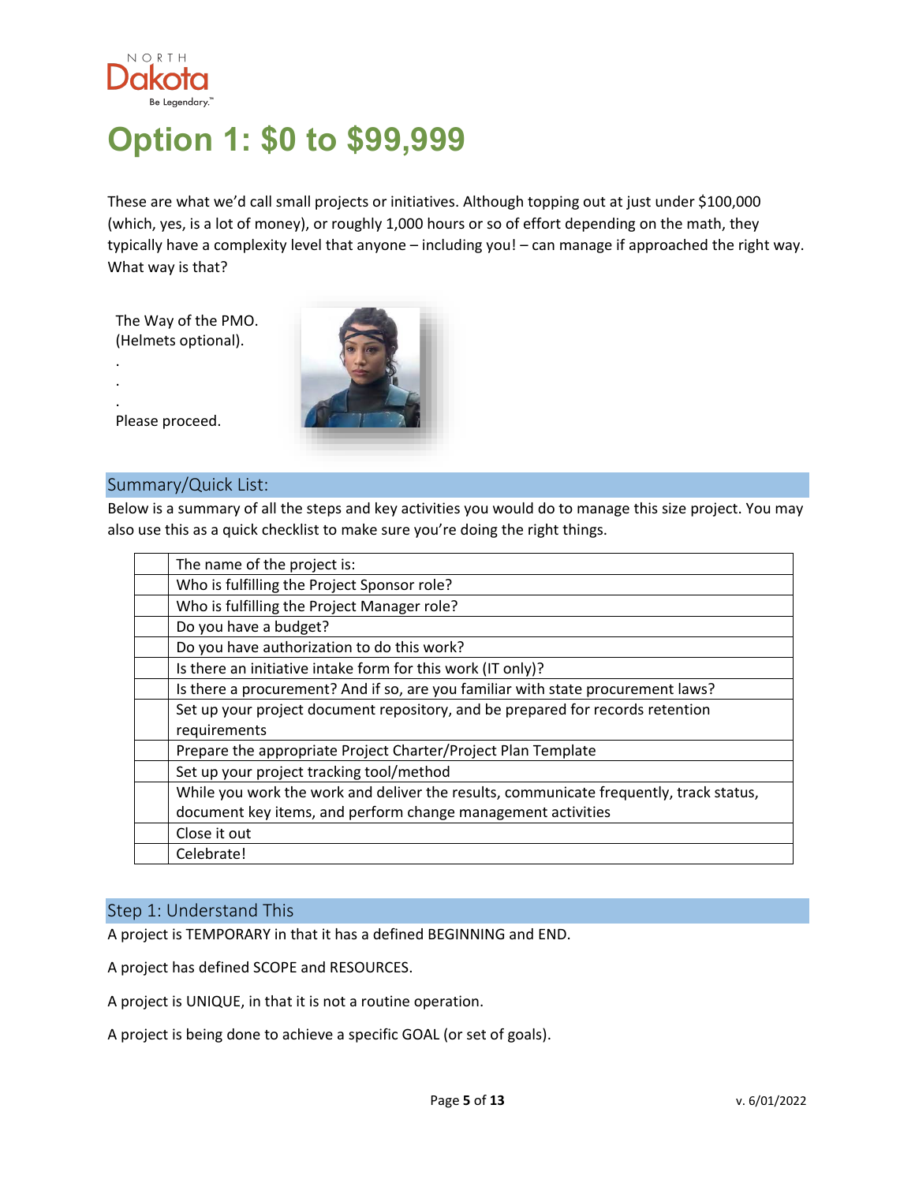# Option 1: $0 to $99,999

These are what we'd call small projects or initiatives. Although topping out at just under $100,000 (which, yes, is a lot of money), or roughly 1,000 hours or so of effort depending on the math, they typically have a complexity level that anyone – including you! – can manage if approached the right way. What way is that?

The Way of the PMO.
(Helmets optional).
.
.
.
Please proceed.

## Summary/Quick List:

Below is a summary of all the steps and key activities you would do to manage this size project. You may also use this as a quick checklist to make sure you're doing the right things.

| | |
|---|---|
| | The name of the project is: |
| | Who is fulfilling the Project Sponsor role? |
| | Who is fulfilling the Project Manager role? |
| | Do you have a budget? |
| | Do you have authorization to do this work? |
| | Is there an initiative intake form for this work (IT only)? |
| | Is there a procurement? And if so, are you familiar with state procurement laws? |
| | Set up your project document repository, and be prepared for records retention requirements |
| | Prepare the appropriate Project Charter/Project Plan Template |
| | Set up your project tracking tool/method |
| | While you work the work and deliver the results, communicate frequently, track status, document key items, and perform change management activities |
| | Close it out |
| | Celebrate! |

## Step 1: Understand This

A project is TEMPORARY in that it has a defined BEGINNING and END.

A project has defined SCOPE and RESOURCES.

A project is UNIQUE, in that it is not a routine operation.

A project is being done to achieve a specific GOAL (or set of goals).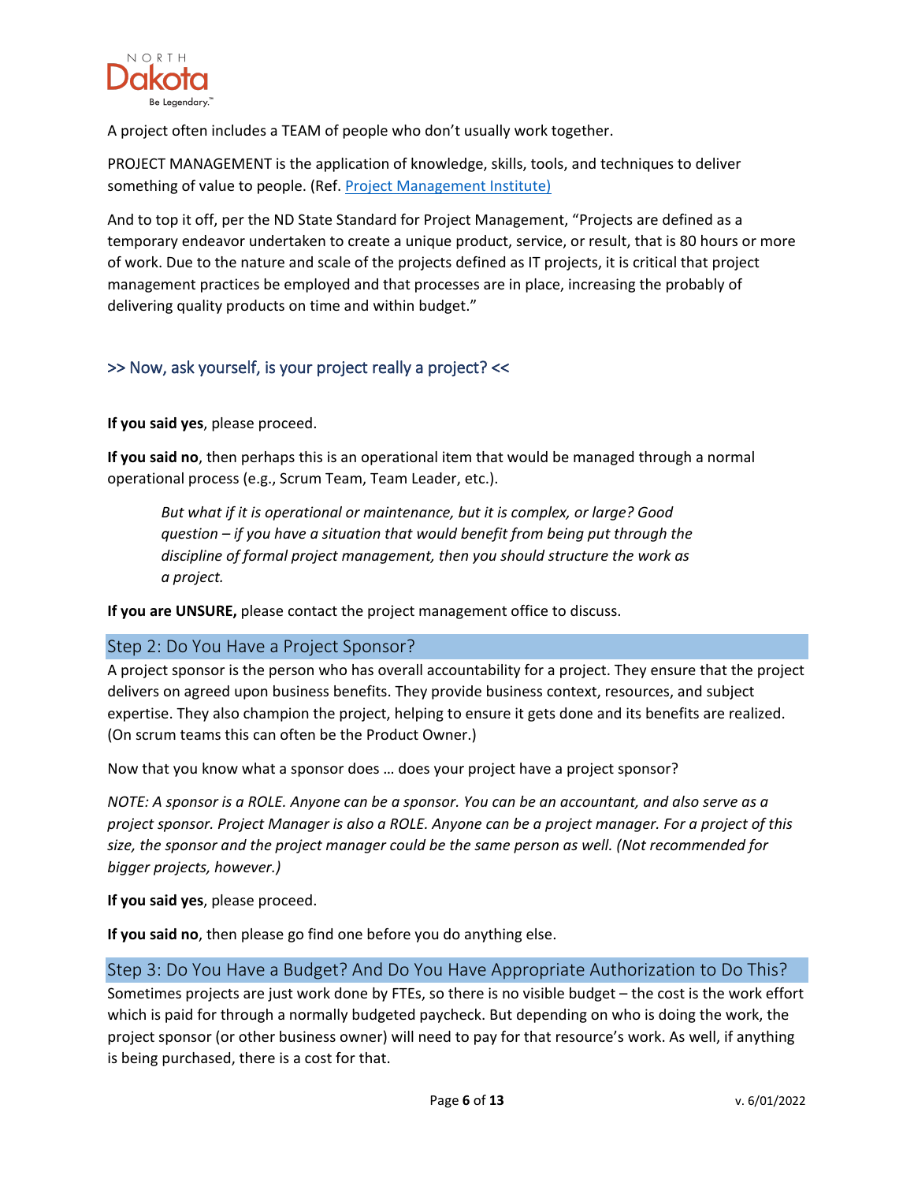A project often includes a TEAM of people who don't usually work together.

PROJECT MANAGEMENT is the application of knowledge, skills, tools, and techniques to deliver something of value to people. (Ref. [Project Management Institute)](#)

And to top it off, per the ND State Standard for Project Management, "Projects are defined as a temporary endeavor undertaken to create a unique product, service, or result, that is 80 hours or more of work. Due to the nature and scale of the projects defined as IT projects, it is critical that project management practices be employed and that processes are in place, increasing the probably of delivering quality products on time and within budget."

### >> Now, ask yourself, is your project really a project? <<

**If you said yes**, please proceed.

**If you said no**, then perhaps this is an operational item that would be managed through a normal operational process (e.g., Scrum Team, Team Leader, etc.).

> *But what if it is operational or maintenance, but it is complex, or large? Good question – if you have a situation that would benefit from being put through the discipline of formal project management, then you should structure the work as a project.*

**If you are UNSURE,** please contact the project management office to discuss.

## Step 2: Do You Have a Project Sponsor?

A project sponsor is the person who has overall accountability for a project. They ensure that the project delivers on agreed upon business benefits. They provide business context, resources, and subject expertise. They also champion the project, helping to ensure it gets done and its benefits are realized. (On scrum teams this can often be the Product Owner.)

Now that you know what a sponsor does … does your project have a project sponsor?

*NOTE: A sponsor is a ROLE. Anyone can be a sponsor. You can be an accountant, and also serve as a project sponsor. Project Manager is also a ROLE. Anyone can be a project manager. For a project of this size, the sponsor and the project manager could be the same person as well. (Not recommended for bigger projects, however.)*

**If you said yes**, please proceed.

**If you said no**, then please go find one before you do anything else.

## Step 3: Do You Have a Budget? And Do You Have Appropriate Authorization to Do This?

Sometimes projects are just work done by FTEs, so there is no visible budget – the cost is the work effort which is paid for through a normally budgeted paycheck. But depending on who is doing the work, the project sponsor (or other business owner) will need to pay for that resource's work. As well, if anything is being purchased, there is a cost for that.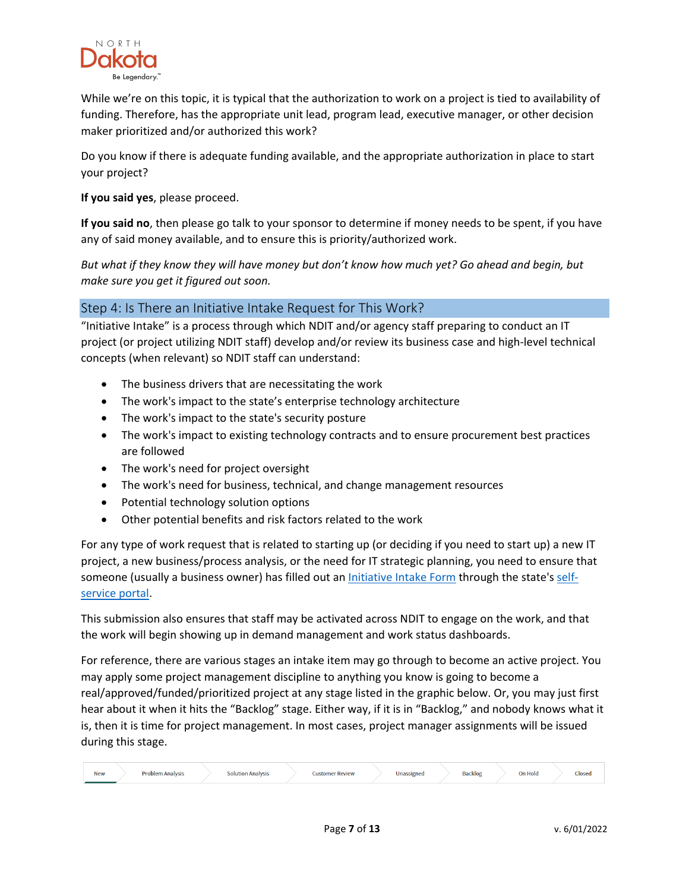While we're on this topic, it is typical that the authorization to work on a project is tied to availability of funding. Therefore, has the appropriate unit lead, program lead, executive manager, or other decision maker prioritized and/or authorized this work?

Do you know if there is adequate funding available, and the appropriate authorization in place to start your project?

**If you said yes**, please proceed.

**If you said no**, then please go talk to your sponsor to determine if money needs to be spent, if you have any of said money available, and to ensure this is priority/authorized work.

*But what if they know they will have money but don't know how much yet? Go ahead and begin, but make sure you get it figured out soon.*

## Step 4: Is There an Initiative Intake Request for This Work?

"Initiative Intake" is a process through which NDIT and/or agency staff preparing to conduct an IT project (or project utilizing NDIT staff) develop and/or review its business case and high-level technical concepts (when relevant) so NDIT staff can understand:

- The business drivers that are necessitating the work
- The work's impact to the state's enterprise technology architecture
- The work's impact to the state's security posture
- The work's impact to existing technology contracts and to ensure procurement best practices are followed
- The work's need for project oversight
- The work's need for business, technical, and change management resources
- Potential technology solution options
- Other potential benefits and risk factors related to the work

For any type of work request that is related to starting up (or deciding if you need to start up) a new IT project, a new business/process analysis, or the need for IT strategic planning, you need to ensure that someone (usually a business owner) has filled out an Initiative Intake Form through the state's self-service portal.

This submission also ensures that staff may be activated across NDIT to engage on the work, and that the work will begin showing up in demand management and work status dashboards.

For reference, there are various stages an intake item may go through to become an active project. You may apply some project management discipline to anything you know is going to become a real/approved/funded/prioritized project at any stage listed in the graphic below. Or, you may just first hear about it when it hits the "Backlog" stage. Either way, if it is in "Backlog," and nobody knows what it is, then it is time for project management. In most cases, project manager assignments will be issued during this stage.

New → Problem Analysis → Solution Analysis → Customer Review → Unassigned → Backlog → On Hold → Closed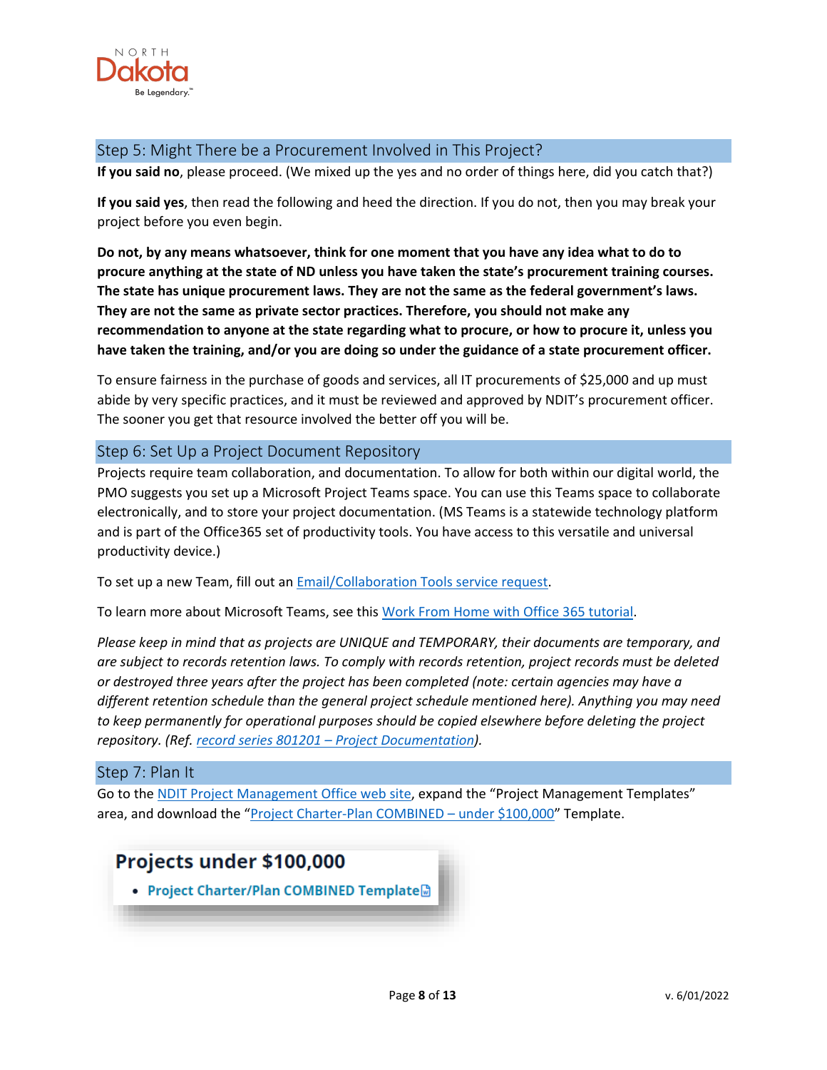## Step 5: Might There be a Procurement Involved in This Project?

**If you said no**, please proceed. (We mixed up the yes and no order of things here, did you catch that?)

**If you said yes**, then read the following and heed the direction. If you do not, then you may break your project before you even begin.

**Do not, by any means whatsoever, think for one moment that you have any idea what to do to procure anything at the state of ND unless you have taken the state's procurement training courses. The state has unique procurement laws. They are not the same as the federal government's laws. They are not the same as private sector practices. Therefore, you should not make any recommendation to anyone at the state regarding what to procure, or how to procure it, unless you have taken the training, and/or you are doing so under the guidance of a state procurement officer.**

To ensure fairness in the purchase of goods and services, all IT procurements of $25,000 and up must abide by very specific practices, and it must be reviewed and approved by NDIT's procurement officer. The sooner you get that resource involved the better off you will be.

## Step 6: Set Up a Project Document Repository

Projects require team collaboration, and documentation. To allow for both within our digital world, the PMO suggests you set up a Microsoft Project Teams space. You can use this Teams space to collaborate electronically, and to store your project documentation. (MS Teams is a statewide technology platform and is part of the Office365 set of productivity tools. You have access to this versatile and universal productivity device.)

To set up a new Team, fill out an Email/Collaboration Tools service request.

To learn more about Microsoft Teams, see this Work From Home with Office 365 tutorial.

*Please keep in mind that as projects are UNIQUE and TEMPORARY, their documents are temporary, and are subject to records retention laws. To comply with records retention, project records must be deleted or destroyed three years after the project has been completed (note: certain agencies may have a different retention schedule than the general project schedule mentioned here). Anything you may need to keep permanently for operational purposes should be copied elsewhere before deleting the project repository. (Ref. record series 801201 – Project Documentation).*

## Step 7: Plan It

Go to the NDIT Project Management Office web site, expand the "Project Management Templates" area, and download the "Project Charter-Plan COMBINED – under $100,000" Template.

**Projects under $100,000**

- **Project Charter/Plan COMBINED Template**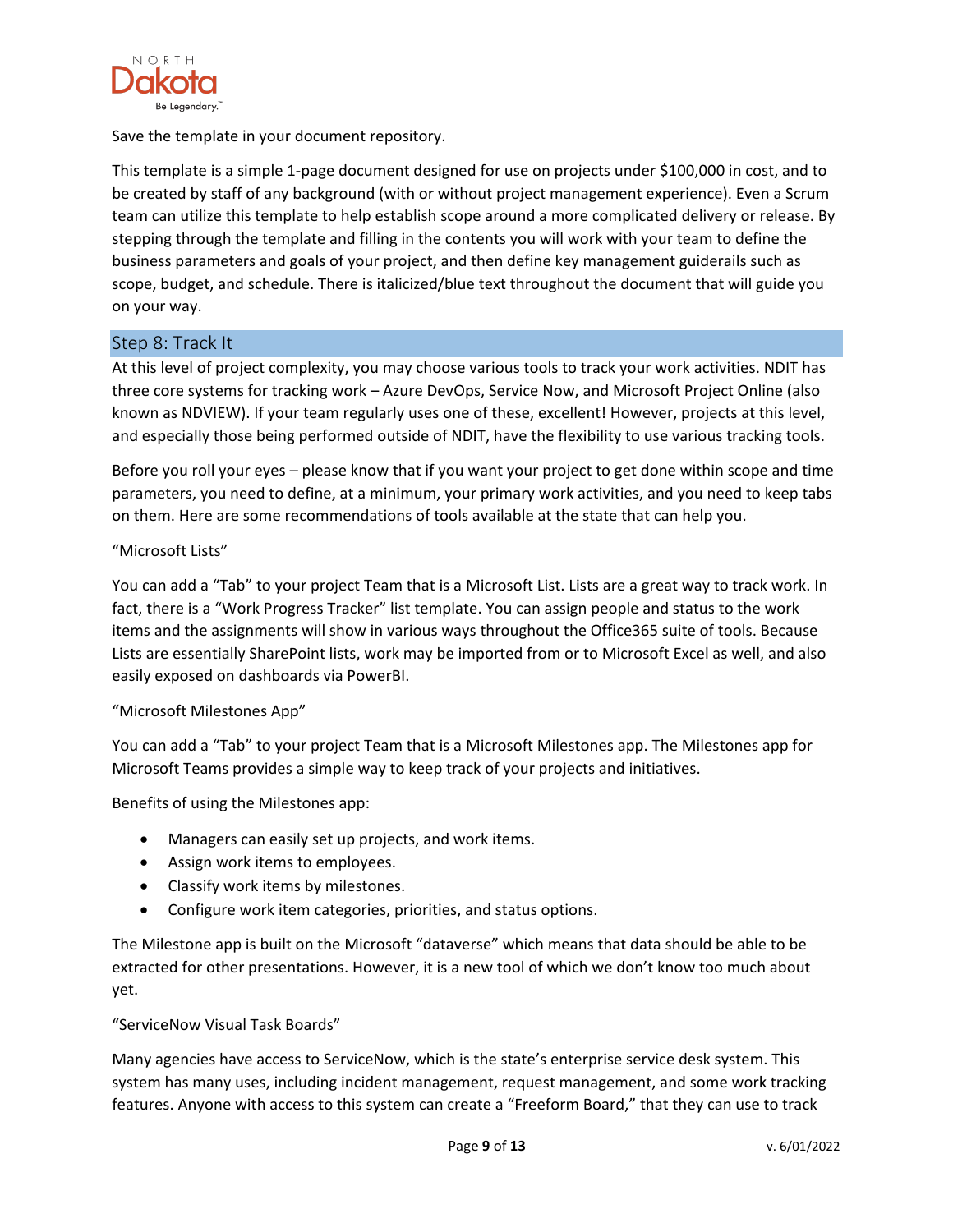Save the template in your document repository.

This template is a simple 1-page document designed for use on projects under $100,000 in cost, and to be created by staff of any background (with or without project management experience). Even a Scrum team can utilize this template to help establish scope around a more complicated delivery or release. By stepping through the template and filling in the contents you will work with your team to define the business parameters and goals of your project, and then define key management guiderails such as scope, budget, and schedule. There is italicized/blue text throughout the document that will guide you on your way.

## Step 8: Track It

At this level of project complexity, you may choose various tools to track your work activities. NDIT has three core systems for tracking work – Azure DevOps, Service Now, and Microsoft Project Online (also known as NDVIEW). If your team regularly uses one of these, excellent! However, projects at this level, and especially those being performed outside of NDIT, have the flexibility to use various tracking tools.

Before you roll your eyes – please know that if you want your project to get done within scope and time parameters, you need to define, at a minimum, your primary work activities, and you need to keep tabs on them. Here are some recommendations of tools available at the state that can help you.

"Microsoft Lists"

You can add a "Tab" to your project Team that is a Microsoft List. Lists are a great way to track work. In fact, there is a "Work Progress Tracker" list template. You can assign people and status to the work items and the assignments will show in various ways throughout the Office365 suite of tools. Because Lists are essentially SharePoint lists, work may be imported from or to Microsoft Excel as well, and also easily exposed on dashboards via PowerBI.

"Microsoft Milestones App"

You can add a "Tab" to your project Team that is a Microsoft Milestones app. The Milestones app for Microsoft Teams provides a simple way to keep track of your projects and initiatives.

Benefits of using the Milestones app:

- Managers can easily set up projects, and work items.
- Assign work items to employees.
- Classify work items by milestones.
- Configure work item categories, priorities, and status options.

The Milestone app is built on the Microsoft "dataverse" which means that data should be able to be extracted for other presentations. However, it is a new tool of which we don't know too much about yet.

"ServiceNow Visual Task Boards"

Many agencies have access to ServiceNow, which is the state's enterprise service desk system. This system has many uses, including incident management, request management, and some work tracking features. Anyone with access to this system can create a "Freeform Board," that they can use to track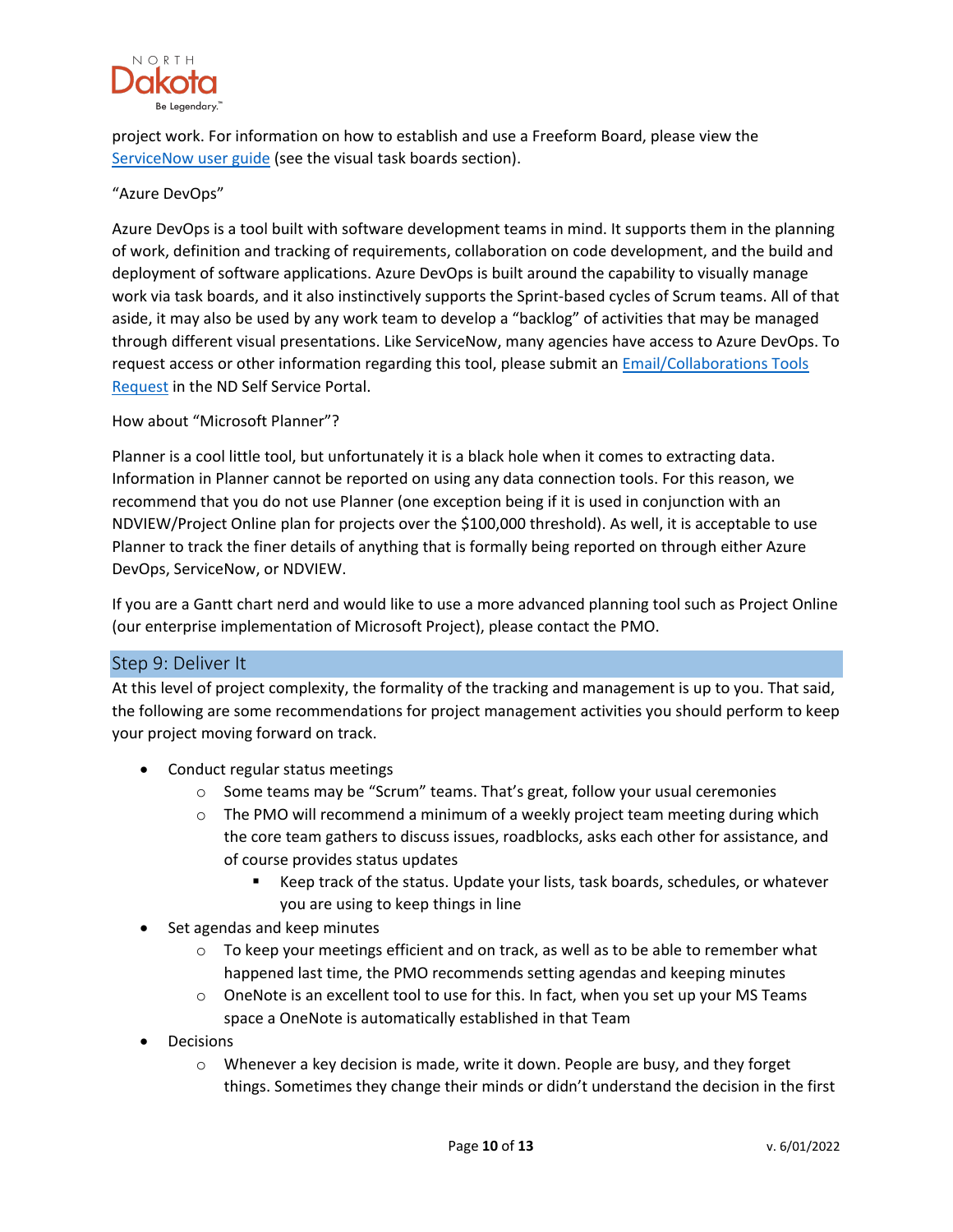project work. For information on how to establish and use a Freeform Board, please view the [ServiceNow user guide](#) (see the visual task boards section).

"Azure DevOps"

Azure DevOps is a tool built with software development teams in mind. It supports them in the planning of work, definition and tracking of requirements, collaboration on code development, and the build and deployment of software applications. Azure DevOps is built around the capability to visually manage work via task boards, and it also instinctively supports the Sprint-based cycles of Scrum teams. All of that aside, it may also be used by any work team to develop a "backlog" of activities that may be managed through different visual presentations. Like ServiceNow, many agencies have access to Azure DevOps. To request access or other information regarding this tool, please submit an [Email/Collaborations Tools Request](#) in the ND Self Service Portal.

How about "Microsoft Planner"?

Planner is a cool little tool, but unfortunately it is a black hole when it comes to extracting data. Information in Planner cannot be reported on using any data connection tools. For this reason, we recommend that you do not use Planner (one exception being if it is used in conjunction with an NDVIEW/Project Online plan for projects over the $100,000 threshold). As well, it is acceptable to use Planner to track the finer details of anything that is formally being reported on through either Azure DevOps, ServiceNow, or NDVIEW.

If you are a Gantt chart nerd and would like to use a more advanced planning tool such as Project Online (our enterprise implementation of Microsoft Project), please contact the PMO.

## Step 9: Deliver It

At this level of project complexity, the formality of the tracking and management is up to you. That said, the following are some recommendations for project management activities you should perform to keep your project moving forward on track.

- Conduct regular status meetings
  - Some teams may be "Scrum" teams. That's great, follow your usual ceremonies
  - The PMO will recommend a minimum of a weekly project team meeting during which the core team gathers to discuss issues, roadblocks, asks each other for assistance, and of course provides status updates
    - Keep track of the status. Update your lists, task boards, schedules, or whatever you are using to keep things in line
- Set agendas and keep minutes
  - To keep your meetings efficient and on track, as well as to be able to remember what happened last time, the PMO recommends setting agendas and keeping minutes
  - OneNote is an excellent tool to use for this. In fact, when you set up your MS Teams space a OneNote is automatically established in that Team
- Decisions
  - Whenever a key decision is made, write it down. People are busy, and they forget things. Sometimes they change their minds or didn't understand the decision in the first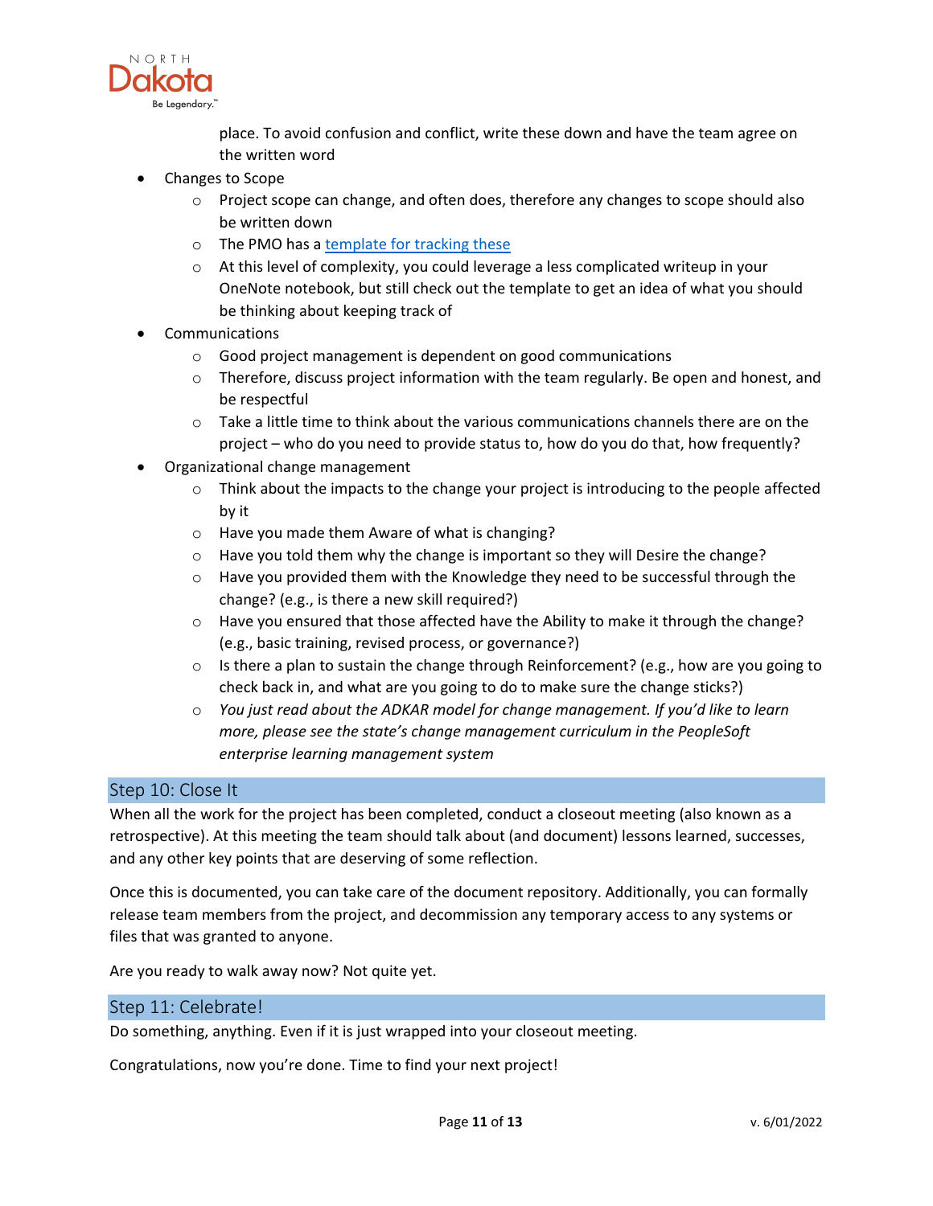place. To avoid confusion and conflict, write these down and have the team agree on the written word

- Changes to Scope
    - Project scope can change, and often does, therefore any changes to scope should also be written down
    - The PMO has a [template for tracking these]()
    - At this level of complexity, you could leverage a less complicated writeup in your OneNote notebook, but still check out the template to get an idea of what you should be thinking about keeping track of
- Communications
    - Good project management is dependent on good communications
    - Therefore, discuss project information with the team regularly. Be open and honest, and be respectful
    - Take a little time to think about the various communications channels there are on the project – who do you need to provide status to, how do you do that, how frequently?
- Organizational change management
    - Think about the impacts to the change your project is introducing to the people affected by it
    - Have you made them Aware of what is changing?
    - Have you told them why the change is important so they will Desire the change?
    - Have you provided them with the Knowledge they need to be successful through the change? (e.g., is there a new skill required?)
    - Have you ensured that those affected have the Ability to make it through the change? (e.g., basic training, revised process, or governance?)
    - Is there a plan to sustain the change through Reinforcement? (e.g., how are you going to check back in, and what are you going to do to make sure the change sticks?)
    - *You just read about the ADKAR model for change management. If you'd like to learn more, please see the state's change management curriculum in the PeopleSoft enterprise learning management system*

## Step 10: Close It

When all the work for the project has been completed, conduct a closeout meeting (also known as a retrospective). At this meeting the team should talk about (and document) lessons learned, successes, and any other key points that are deserving of some reflection.

Once this is documented, you can take care of the document repository. Additionally, you can formally release team members from the project, and decommission any temporary access to any systems or files that was granted to anyone.

Are you ready to walk away now? Not quite yet.

## Step 11: Celebrate!

Do something, anything. Even if it is just wrapped into your closeout meeting.

Congratulations, now you're done. Time to find your next project!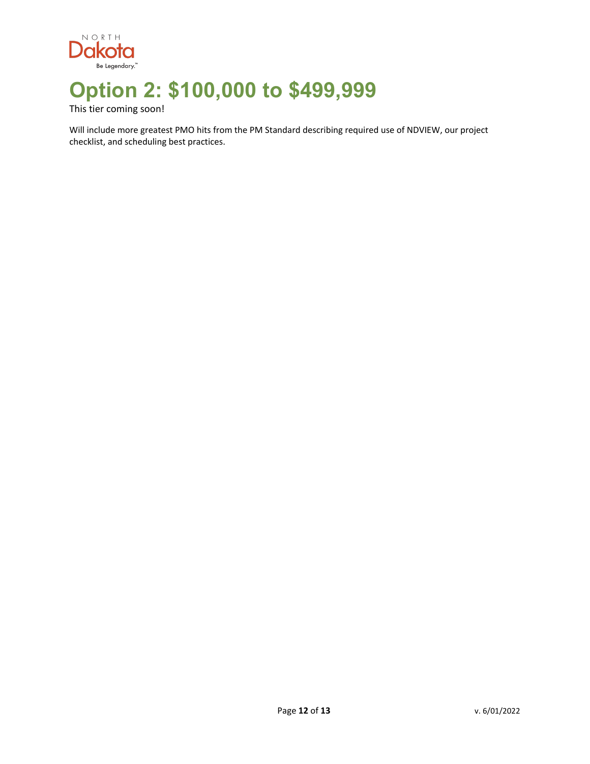# Option 2: $100,000 to $499,999

This tier coming soon!

Will include more greatest PMO hits from the PM Standard describing required use of NDVIEW, our project checklist, and scheduling best practices.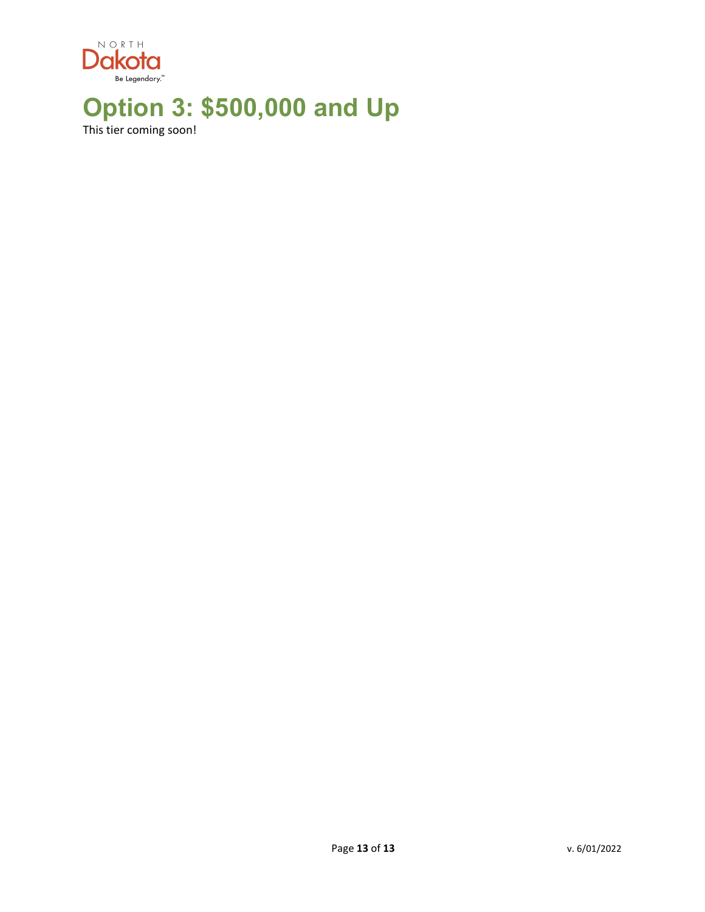# Option 3: $500,000 and Up

This tier coming soon!